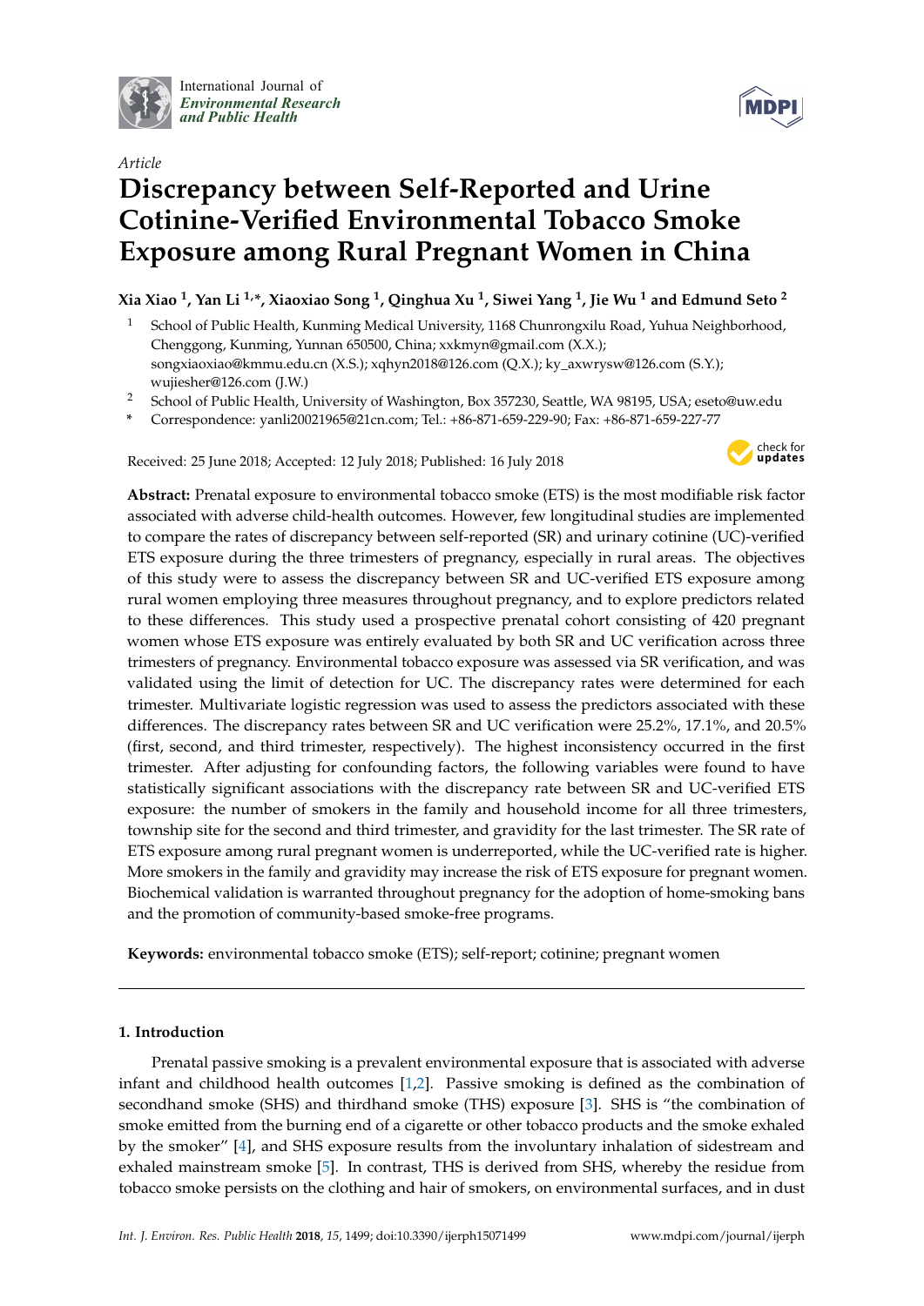*Article*

# Discrepancy between Self-Reported and Urine Cotinine-Verified Environmental Tobacco Smoke Exposure among Rural Pregnant Women in China

**Xia Xiao [1], Yan Li [1,*], Xiaoxiao Song [1], Qinghua Xu [1], Siwei Yang [1], Jie Wu [1] and Edmund Seto [2]**

[1] School of Public Health, Kunming Medical University, 1168 Chunrongxilu Road, Yuhua Neighborhood, Chenggong, Kunming, Yunnan 650500, China; xxkmyn@gmail.com (X.X.); songxiaoxiao@kmmu.edu.cn (X.S.); xqhyn2018@126.com (Q.X.); ky_axwrysw@126.com (S.Y.); wujiesher@126.com (J.W.)

[2] School of Public Health, University of Washington, Box 357230, Seattle, WA 98195, USA; eseto@uw.edu

* Correspondence: yanli20021965@21cn.com; Tel.: +86-871-659-229-90; Fax: +86-871-659-227-77

Received: 25 June 2018; Accepted: 12 July 2018; Published: 16 July 2018

**Abstract:** Prenatal exposure to environmental tobacco smoke (ETS) is the most modifiable risk factor associated with adverse child-health outcomes. However, few longitudinal studies are implemented to compare the rates of discrepancy between self-reported (SR) and urinary cotinine (UC)-verified ETS exposure during the three trimesters of pregnancy, especially in rural areas. The objectives of this study were to assess the discrepancy between SR and UC-verified ETS exposure among rural women employing three measures throughout pregnancy, and to explore predictors related to these differences. This study used a prospective prenatal cohort consisting of 420 pregnant women whose ETS exposure was entirely evaluated by both SR and UC verification across three trimesters of pregnancy. Environmental tobacco exposure was assessed via SR verification, and was validated using the limit of detection for UC. The discrepancy rates were determined for each trimester. Multivariate logistic regression was used to assess the predictors associated with these differences. The discrepancy rates between SR and UC verification were 25.2%, 17.1%, and 20.5% (first, second, and third trimester, respectively). The highest inconsistency occurred in the first trimester. After adjusting for confounding factors, the following variables were found to have statistically significant associations with the discrepancy rate between SR and UC-verified ETS exposure: the number of smokers in the family and household income for all three trimesters, township site for the second and third trimester, and gravidity for the last trimester. The SR rate of ETS exposure among rural pregnant women is underreported, while the UC-verified rate is higher. More smokers in the family and gravidity may increase the risk of ETS exposure for pregnant women. Biochemical validation is warranted throughout pregnancy for the adoption of home-smoking bans and the promotion of community-based smoke-free programs.

**Keywords:** environmental tobacco smoke (ETS); self-report; cotinine; pregnant women

## 1. Introduction

Prenatal passive smoking is a prevalent environmental exposure that is associated with adverse infant and childhood health outcomes [1,2]. Passive smoking is defined as the combination of secondhand smoke (SHS) and thirdhand smoke (THS) exposure [3]. SHS is "the combination of smoke emitted from the burning end of a cigarette or other tobacco products and the smoke exhaled by the smoker" [4], and SHS exposure results from the involuntary inhalation of sidestream and exhaled mainstream smoke [5]. In contrast, THS is derived from SHS, whereby the residue from tobacco smoke persists on the clothing and hair of smokers, on environmental surfaces, and in dust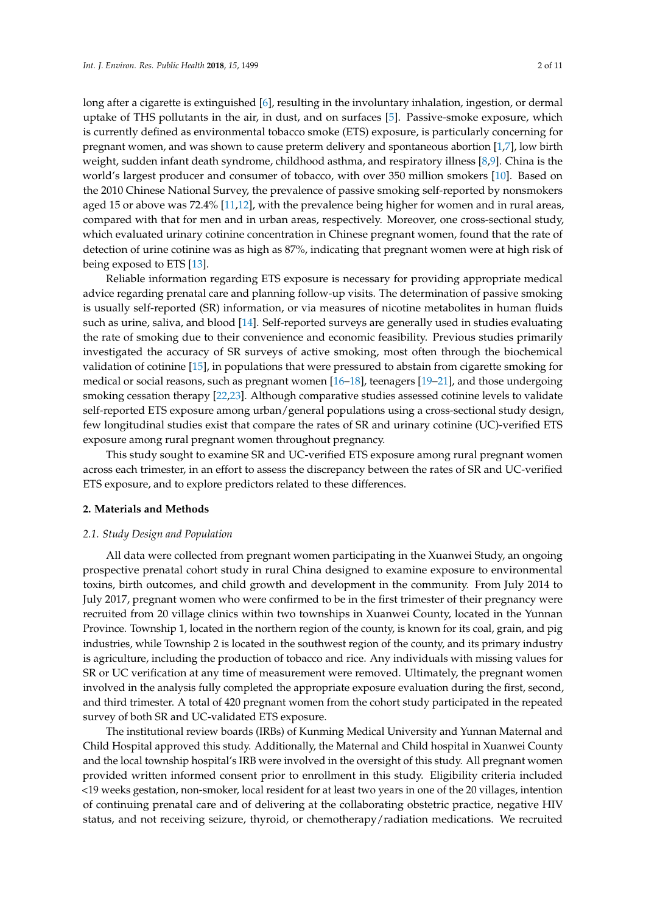long after a cigarette is extinguished [6], resulting in the involuntary inhalation, ingestion, or dermal uptake of THS pollutants in the air, in dust, and on surfaces [5]. Passive-smoke exposure, which is currently defined as environmental tobacco smoke (ETS) exposure, is particularly concerning for pregnant women, and was shown to cause preterm delivery and spontaneous abortion [1,7], low birth weight, sudden infant death syndrome, childhood asthma, and respiratory illness [8,9]. China is the world's largest producer and consumer of tobacco, with over 350 million smokers [10]. Based on the 2010 Chinese National Survey, the prevalence of passive smoking self-reported by nonsmokers aged 15 or above was 72.4% [11,12], with the prevalence being higher for women and in rural areas, compared with that for men and in urban areas, respectively. Moreover, one cross-sectional study, which evaluated urinary cotinine concentration in Chinese pregnant women, found that the rate of detection of urine cotinine was as high as 87%, indicating that pregnant women were at high risk of being exposed to ETS [13].

Reliable information regarding ETS exposure is necessary for providing appropriate medical advice regarding prenatal care and planning follow-up visits. The determination of passive smoking is usually self-reported (SR) information, or via measures of nicotine metabolites in human fluids such as urine, saliva, and blood [14]. Self-reported surveys are generally used in studies evaluating the rate of smoking due to their convenience and economic feasibility. Previous studies primarily investigated the accuracy of SR surveys of active smoking, most often through the biochemical validation of cotinine [15], in populations that were pressured to abstain from cigarette smoking for medical or social reasons, such as pregnant women [16–18], teenagers [19–21], and those undergoing smoking cessation therapy [22,23]. Although comparative studies assessed cotinine levels to validate self-reported ETS exposure among urban/general populations using a cross-sectional study design, few longitudinal studies exist that compare the rates of SR and urinary cotinine (UC)-verified ETS exposure among rural pregnant women throughout pregnancy.

This study sought to examine SR and UC-verified ETS exposure among rural pregnant women across each trimester, in an effort to assess the discrepancy between the rates of SR and UC-verified ETS exposure, and to explore predictors related to these differences.

## 2. Materials and Methods

### *2.1. Study Design and Population*

All data were collected from pregnant women participating in the Xuanwei Study, an ongoing prospective prenatal cohort study in rural China designed to examine exposure to environmental toxins, birth outcomes, and child growth and development in the community. From July 2014 to July 2017, pregnant women who were confirmed to be in the first trimester of their pregnancy were recruited from 20 village clinics within two townships in Xuanwei County, located in the Yunnan Province. Township 1, located in the northern region of the county, is known for its coal, grain, and pig industries, while Township 2 is located in the southwest region of the county, and its primary industry is agriculture, including the production of tobacco and rice. Any individuals with missing values for SR or UC verification at any time of measurement were removed. Ultimately, the pregnant women involved in the analysis fully completed the appropriate exposure evaluation during the first, second, and third trimester. A total of 420 pregnant women from the cohort study participated in the repeated survey of both SR and UC-validated ETS exposure.

The institutional review boards (IRBs) of Kunming Medical University and Yunnan Maternal and Child Hospital approved this study. Additionally, the Maternal and Child hospital in Xuanwei County and the local township hospital's IRB were involved in the oversight of this study. All pregnant women provided written informed consent prior to enrollment in this study. Eligibility criteria included <19 weeks gestation, non-smoker, local resident for at least two years in one of the 20 villages, intention of continuing prenatal care and of delivering at the collaborating obstetric practice, negative HIV status, and not receiving seizure, thyroid, or chemotherapy/radiation medications. We recruited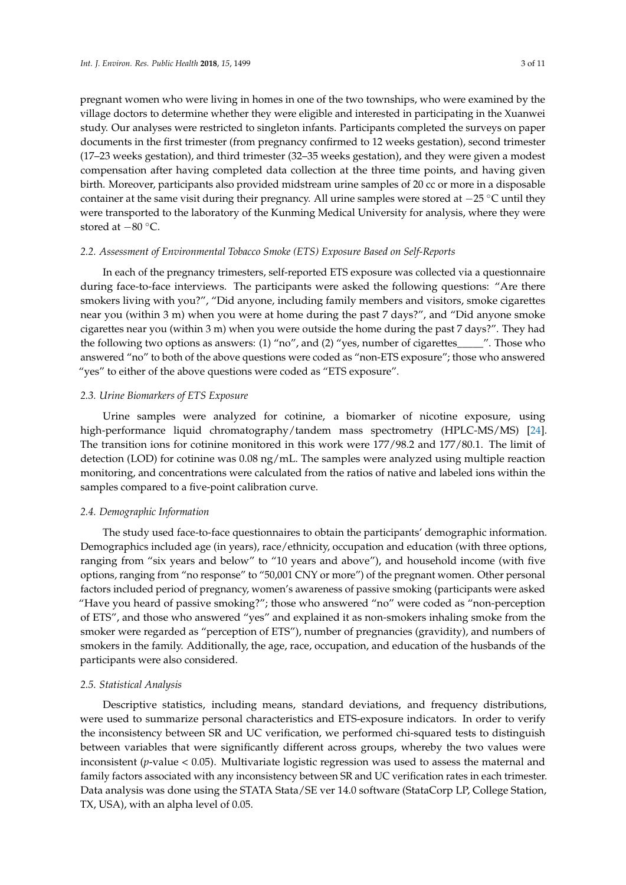pregnant women who were living in homes in one of the two townships, who were examined by the village doctors to determine whether they were eligible and interested in participating in the Xuanwei study. Our analyses were restricted to singleton infants. Participants completed the surveys on paper documents in the first trimester (from pregnancy confirmed to 12 weeks gestation), second trimester (17–23 weeks gestation), and third trimester (32–35 weeks gestation), and they were given a modest compensation after having completed data collection at the three time points, and having given birth. Moreover, participants also provided midstream urine samples of 20 cc or more in a disposable container at the same visit during their pregnancy. All urine samples were stored at −25 °C until they were transported to the laboratory of the Kunming Medical University for analysis, where they were stored at −80 °C.

### *2.2. Assessment of Environmental Tobacco Smoke (ETS) Exposure Based on Self-Reports*

In each of the pregnancy trimesters, self-reported ETS exposure was collected via a questionnaire during face-to-face interviews. The participants were asked the following questions: "Are there smokers living with you?", "Did anyone, including family members and visitors, smoke cigarettes near you (within 3 m) when you were at home during the past 7 days?", and "Did anyone smoke cigarettes near you (within 3 m) when you were outside the home during the past 7 days?". They had the following two options as answers: (1) "no", and (2) "yes, number of cigarettes_____". Those who answered "no" to both of the above questions were coded as "non-ETS exposure"; those who answered "yes" to either of the above questions were coded as "ETS exposure".

### *2.3. Urine Biomarkers of ETS Exposure*

Urine samples were analyzed for cotinine, a biomarker of nicotine exposure, using high-performance liquid chromatography/tandem mass spectrometry (HPLC-MS/MS) [24]. The transition ions for cotinine monitored in this work were 177/98.2 and 177/80.1. The limit of detection (LOD) for cotinine was 0.08 ng/mL. The samples were analyzed using multiple reaction monitoring, and concentrations were calculated from the ratios of native and labeled ions within the samples compared to a five-point calibration curve.

### *2.4. Demographic Information*

The study used face-to-face questionnaires to obtain the participants' demographic information. Demographics included age (in years), race/ethnicity, occupation and education (with three options, ranging from "six years and below" to "10 years and above"), and household income (with five options, ranging from "no response" to "50,001 CNY or more") of the pregnant women. Other personal factors included period of pregnancy, women's awareness of passive smoking (participants were asked "Have you heard of passive smoking?"; those who answered "no" were coded as "non-perception of ETS", and those who answered "yes" and explained it as non-smokers inhaling smoke from the smoker were regarded as "perception of ETS"), number of pregnancies (gravidity), and numbers of smokers in the family. Additionally, the age, race, occupation, and education of the husbands of the participants were also considered.

### *2.5. Statistical Analysis*

Descriptive statistics, including means, standard deviations, and frequency distributions, were used to summarize personal characteristics and ETS-exposure indicators. In order to verify the inconsistency between SR and UC verification, we performed chi-squared tests to distinguish between variables that were significantly different across groups, whereby the two values were inconsistent ($p$-value < 0.05). Multivariate logistic regression was used to assess the maternal and family factors associated with any inconsistency between SR and UC verification rates in each trimester. Data analysis was done using the STATA Stata/SE ver 14.0 software (StataCorp LP, College Station, TX, USA), with an alpha level of 0.05.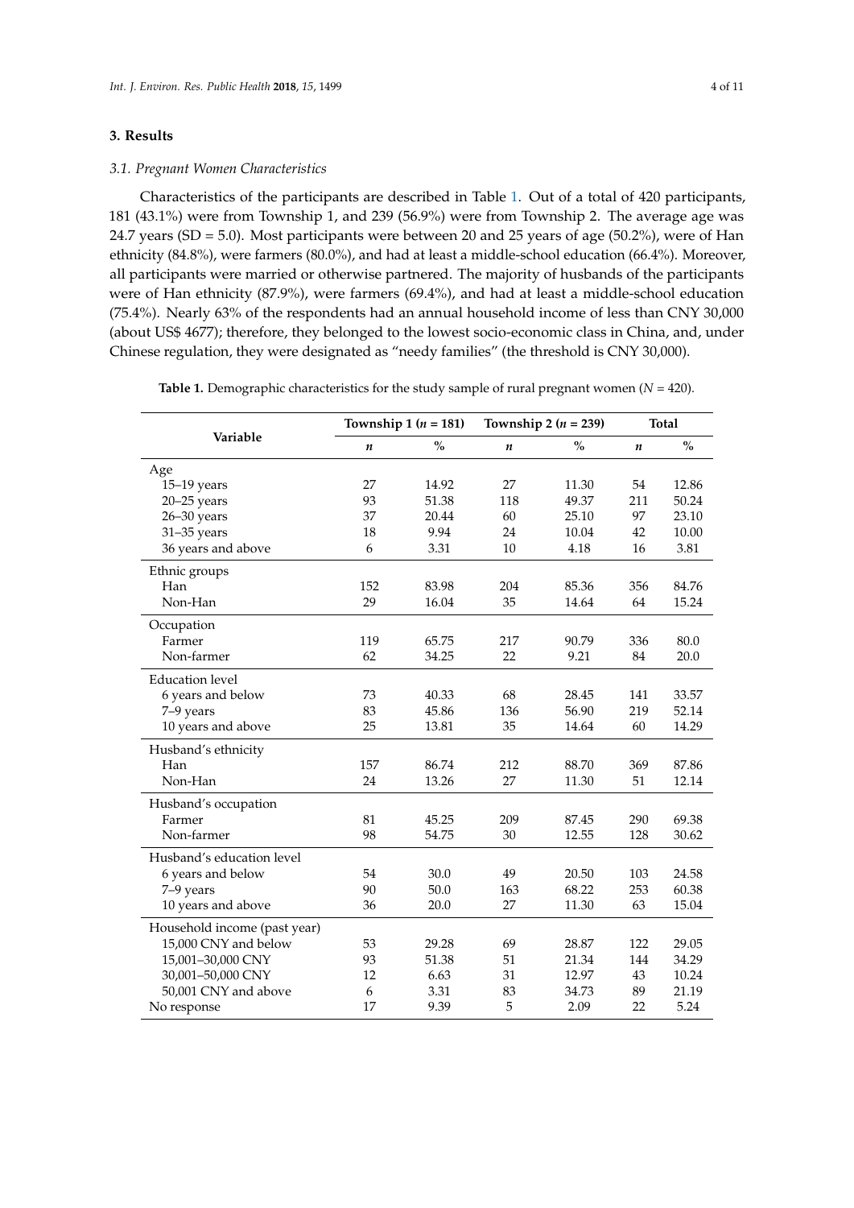## 3. Results

### 3.1. Pregnant Women Characteristics

Characteristics of the participants are described in Table 1. Out of a total of 420 participants, 181 (43.1%) were from Township 1, and 239 (56.9%) were from Township 2. The average age was 24.7 years (SD = 5.0). Most participants were between 20 and 25 years of age (50.2%), were of Han ethnicity (84.8%), were farmers (80.0%), and had at least a middle-school education (66.4%). Moreover, all participants were married or otherwise partnered. The majority of husbands of the participants were of Han ethnicity (87.9%), were farmers (69.4%), and had at least a middle-school education (75.4%). Nearly 63% of the respondents had an annual household income of less than CNY 30,000 (about US$ 4677); therefore, they belonged to the lowest socio-economic class in China, and, under Chinese regulation, they were designated as "needy families" (the threshold is CNY 30,000).

**Table 1.** Demographic characteristics for the study sample of rural pregnant women (*N* = 420).

| Variable | Township 1 (*n* = 181) | | Township 2 (*n* = 239) | | Total | |
|---|---|---|---|---|---|---|
| | *n* | % | *n* | % | *n* | % |
| Age | | | | | | |
| 15–19 years | 27 | 14.92 | 27 | 11.30 | 54 | 12.86 |
| 20–25 years | 93 | 51.38 | 118 | 49.37 | 211 | 50.24 |
| 26–30 years | 37 | 20.44 | 60 | 25.10 | 97 | 23.10 |
| 31–35 years | 18 | 9.94 | 24 | 10.04 | 42 | 10.00 |
| 36 years and above | 6 | 3.31 | 10 | 4.18 | 16 | 3.81 |
| Ethnic groups | | | | | | |
| Han | 152 | 83.98 | 204 | 85.36 | 356 | 84.76 |
| Non-Han | 29 | 16.04 | 35 | 14.64 | 64 | 15.24 |
| Occupation | | | | | | |
| Farmer | 119 | 65.75 | 217 | 90.79 | 336 | 80.0 |
| Non-farmer | 62 | 34.25 | 22 | 9.21 | 84 | 20.0 |
| Education level | | | | | | |
| 6 years and below | 73 | 40.33 | 68 | 28.45 | 141 | 33.57 |
| 7–9 years | 83 | 45.86 | 136 | 56.90 | 219 | 52.14 |
| 10 years and above | 25 | 13.81 | 35 | 14.64 | 60 | 14.29 |
| Husband's ethnicity | | | | | | |
| Han | 157 | 86.74 | 212 | 88.70 | 369 | 87.86 |
| Non-Han | 24 | 13.26 | 27 | 11.30 | 51 | 12.14 |
| Husband's occupation | | | | | | |
| Farmer | 81 | 45.25 | 209 | 87.45 | 290 | 69.38 |
| Non-farmer | 98 | 54.75 | 30 | 12.55 | 128 | 30.62 |
| Husband's education level | | | | | | |
| 6 years and below | 54 | 30.0 | 49 | 20.50 | 103 | 24.58 |
| 7–9 years | 90 | 50.0 | 163 | 68.22 | 253 | 60.38 |
| 10 years and above | 36 | 20.0 | 27 | 11.30 | 63 | 15.04 |
| Household income (past year) | | | | | | |
| 15,000 CNY and below | 53 | 29.28 | 69 | 28.87 | 122 | 29.05 |
| 15,001–30,000 CNY | 93 | 51.38 | 51 | 21.34 | 144 | 34.29 |
| 30,001–50,000 CNY | 12 | 6.63 | 31 | 12.97 | 43 | 10.24 |
| 50,001 CNY and above | 6 | 3.31 | 83 | 34.73 | 89 | 21.19 |
| No response | 17 | 9.39 | 5 | 2.09 | 22 | 5.24 |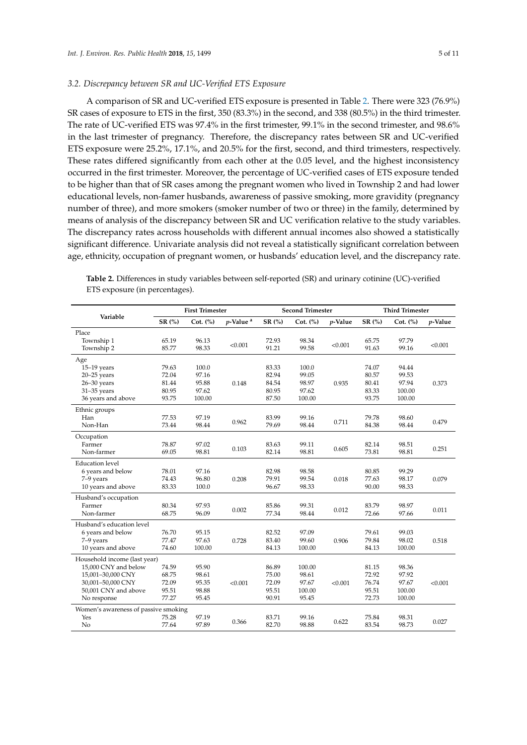### 3.2. Discrepancy between SR and UC-Verified ETS Exposure

A comparison of SR and UC-verified ETS exposure is presented in Table 2. There were 323 (76.9%) SR cases of exposure to ETS in the first, 350 (83.3%) in the second, and 338 (80.5%) in the third trimester. The rate of UC-verified ETS was 97.4% in the first trimester, 99.1% in the second trimester, and 98.6% in the last trimester of pregnancy. Therefore, the discrepancy rates between SR and UC-verified ETS exposure were 25.2%, 17.1%, and 20.5% for the first, second, and third trimesters, respectively. These rates differed significantly from each other at the 0.05 level, and the highest inconsistency occurred in the first trimester. Moreover, the percentage of UC-verified cases of ETS exposure tended to be higher than that of SR cases among the pregnant women who lived in Township 2 and had lower educational levels, non-famer husbands, awareness of passive smoking, more gravidity (pregnancy number of three), and more smokers (smoker number of two or three) in the family, determined by means of analysis of the discrepancy between SR and UC verification relative to the study variables. The discrepancy rates across households with different annual incomes also showed a statistically significant difference. Univariate analysis did not reveal a statistically significant correlation between age, ethnicity, occupation of pregnant women, or husbands' education level, and the discrepancy rate.

**Table 2.** Differences in study variables between self-reported (SR) and urinary cotinine (UC)-verified ETS exposure (in percentages).

| Variable | First Trimester | | | Second Trimester | | | Third Trimester | | |
|---|---|---|---|---|---|---|---|---|---|
| | SR (%) | Cot. (%) | $p$-Value [a] | SR (%) | Cot. (%) | $p$-Value | SR (%) | Cot. (%) | $p$-Value |
| Place | | | | | | | | | |
| Township 1 | 65.19 | 96.13 | <0.001 | 72.93 | 98.34 | <0.001 | 65.75 | 97.79 | <0.001 |
| Township 2 | 85.77 | 98.33 | | 91.21 | 99.58 | | 91.63 | 99.16 | |
| Age | | | | | | | | | |
| 15–19 years | 79.63 | 100.0 | 0.148 | 83.33 | 100.0 | 0.935 | 74.07 | 94.44 | 0.373 |
| 20–25 years | 72.04 | 97.16 | | 82.94 | 99.05 | | 80.57 | 99.53 | |
| 26–30 years | 81.44 | 95.88 | | 84.54 | 98.97 | | 80.41 | 97.94 | |
| 31–35 years | 80.95 | 97.62 | | 80.95 | 97.62 | | 83.33 | 100.00 | |
| 36 years and above | 93.75 | 100.00 | | 87.50 | 100.00 | | 93.75 | 100.00 | |
| Ethnic groups | | | | | | | | | |
| Han | 77.53 | 97.19 | 0.962 | 83.99 | 99.16 | 0.711 | 79.78 | 98.60 | 0.479 |
| Non-Han | 73.44 | 98.44 | | 79.69 | 98.44 | | 84.38 | 98.44 | |
| Occupation | | | | | | | | | |
| Farmer | 78.87 | 97.02 | 0.103 | 83.63 | 99.11 | 0.605 | 82.14 | 98.51 | 0.251 |
| Non-farmer | 69.05 | 98.81 | | 82.14 | 98.81 | | 73.81 | 98.81 | |
| Education level | | | | | | | | | |
| 6 years and below | 78.01 | 97.16 | 0.208 | 82.98 | 98.58 | 0.018 | 80.85 | 99.29 | 0.079 |
| 7–9 years | 74.43 | 96.80 | | 79.91 | 99.54 | | 77.63 | 98.17 | |
| 10 years and above | 83.33 | 100.0 | | 96.67 | 98.33 | | 90.00 | 98.33 | |
| Husband's occupation | | | | | | | | | |
| Farmer | 80.34 | 97.93 | 0.002 | 85.86 | 99.31 | 0.012 | 83.79 | 98.97 | 0.011 |
| Non-farmer | 68.75 | 96.09 | | 77.34 | 98.44 | | 72.66 | 97.66 | |
| Husband's education level | | | | | | | | | |
| 6 years and below | 76.70 | 95.15 | 0.728 | 82.52 | 97.09 | 0.906 | 79.61 | 99.03 | 0.518 |
| 7–9 years | 77.47 | 97.63 | | 83.40 | 99.60 | | 79.84 | 98.02 | |
| 10 years and above | 74.60 | 100.00 | | 84.13 | 100.00 | | 84.13 | 100.00 | |
| Household income (last year) | | | | | | | | | |
| 15,000 CNY and below | 74.59 | 95.90 | <0.001 | 86.89 | 100.00 | <0.001 | 81.15 | 98.36 | <0.001 |
| 15,001–30,000 CNY | 68.75 | 98.61 | | 75.00 | 98.61 | | 72.92 | 97.92 | |
| 30,001–50,000 CNY | 72.09 | 95.35 | | 72.09 | 97.67 | | 76.74 | 97.67 | |
| 50,001 CNY and above | 95.51 | 98.88 | | 95.51 | 100.00 | | 95.51 | 100.00 | |
| No response | 77.27 | 95.45 | | 90.91 | 95.45 | | 72.73 | 100.00 | |
| Women's awareness of passive smoking | | | | | | | | | |
| Yes | 75.28 | 97.19 | 0.366 | 83.71 | 99.16 | 0.622 | 75.84 | 98.31 | 0.027 |
| No | 77.64 | 97.89 | | 82.70 | 98.88 | | 83.54 | 98.73 | |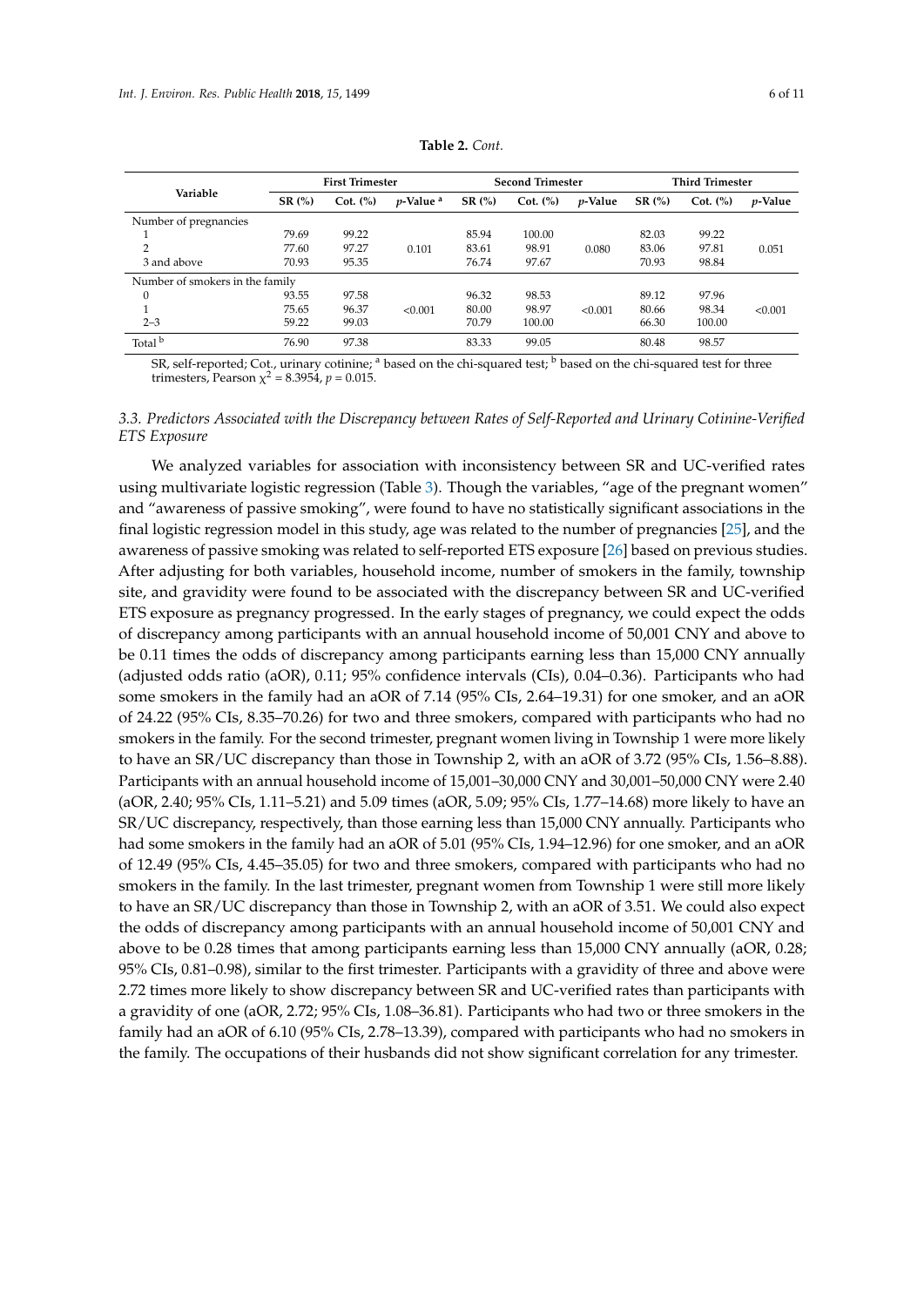**Table 2.** *Cont.*

| Variable | First Trimester | | | Second Trimester | | | Third Trimester | | |
|---|---|---|---|---|---|---|---|---|---|
| | SR (%) | Cot. (%) | *p*-Value [a] | SR (%) | Cot. (%) | *p*-Value | SR (%) | Cot. (%) | *p*-Value |
| Number of pregnancies | | | | | | | | | |
| 1 | 79.69 | 99.22 | | 85.94 | 100.00 | | 82.03 | 99.22 | |
| 2 | 77.60 | 97.27 | 0.101 | 83.61 | 98.91 | 0.080 | 83.06 | 97.81 | 0.051 |
| 3 and above | 70.93 | 95.35 | | 76.74 | 97.67 | | 70.93 | 98.84 | |
| Number of smokers in the family | | | | | | | | | |
| 0 | 93.55 | 97.58 | | 96.32 | 98.53 | | 89.12 | 97.96 | |
| 1 | 75.65 | 96.37 | <0.001 | 80.00 | 98.97 | <0.001 | 80.66 | 98.34 | <0.001 |
| 2–3 | 59.22 | 99.03 | | 70.79 | 100.00 | | 66.30 | 100.00 | |
| Total [b] | 76.90 | 97.38 | | 83.33 | 99.05 | | 80.48 | 98.57 | |

SR, self-reported; Cot., urinary cotinine; [a] based on the chi-squared test; [b] based on the chi-squared test for three trimesters, Pearson $\chi^2 = 8.3954$, $p = 0.015$.

### *3.3. Predictors Associated with the Discrepancy between Rates of Self-Reported and Urinary Cotinine-Verified ETS Exposure*

We analyzed variables for association with inconsistency between SR and UC-verified rates using multivariate logistic regression (Table 3). Though the variables, "age of the pregnant women" and "awareness of passive smoking", were found to have no statistically significant associations in the final logistic regression model in this study, age was related to the number of pregnancies [25], and the awareness of passive smoking was related to self-reported ETS exposure [26] based on previous studies. After adjusting for both variables, household income, number of smokers in the family, township site, and gravidity were found to be associated with the discrepancy between SR and UC-verified ETS exposure as pregnancy progressed. In the early stages of pregnancy, we could expect the odds of discrepancy among participants with an annual household income of 50,001 CNY and above to be 0.11 times the odds of discrepancy among participants earning less than 15,000 CNY annually (adjusted odds ratio (aOR), 0.11; 95% confidence intervals (CIs), 0.04–0.36). Participants who had some smokers in the family had an aOR of 7.14 (95% CIs, 2.64–19.31) for one smoker, and an aOR of 24.22 (95% CIs, 8.35–70.26) for two and three smokers, compared with participants who had no smokers in the family. For the second trimester, pregnant women living in Township 1 were more likely to have an SR/UC discrepancy than those in Township 2, with an aOR of 3.72 (95% CIs, 1.56–8.88). Participants with an annual household income of 15,001–30,000 CNY and 30,001–50,000 CNY were 2.40 (aOR, 2.40; 95% CIs, 1.11–5.21) and 5.09 times (aOR, 5.09; 95% CIs, 1.77–14.68) more likely to have an SR/UC discrepancy, respectively, than those earning less than 15,000 CNY annually. Participants who had some smokers in the family had an aOR of 5.01 (95% CIs, 1.94–12.96) for one smoker, and an aOR of 12.49 (95% CIs, 4.45–35.05) for two and three smokers, compared with participants who had no smokers in the family. In the last trimester, pregnant women from Township 1 were still more likely to have an SR/UC discrepancy than those in Township 2, with an aOR of 3.51. We could also expect the odds of discrepancy among participants with an annual household income of 50,001 CNY and above to be 0.28 times that among participants earning less than 15,000 CNY annually (aOR, 0.28; 95% CIs, 0.81–0.98), similar to the first trimester. Participants with a gravidity of three and above were 2.72 times more likely to show discrepancy between SR and UC-verified rates than participants with a gravidity of one (aOR, 2.72; 95% CIs, 1.08–36.81). Participants who had two or three smokers in the family had an aOR of 6.10 (95% CIs, 2.78–13.39), compared with participants who had no smokers in the family. The occupations of their husbands did not show significant correlation for any trimester.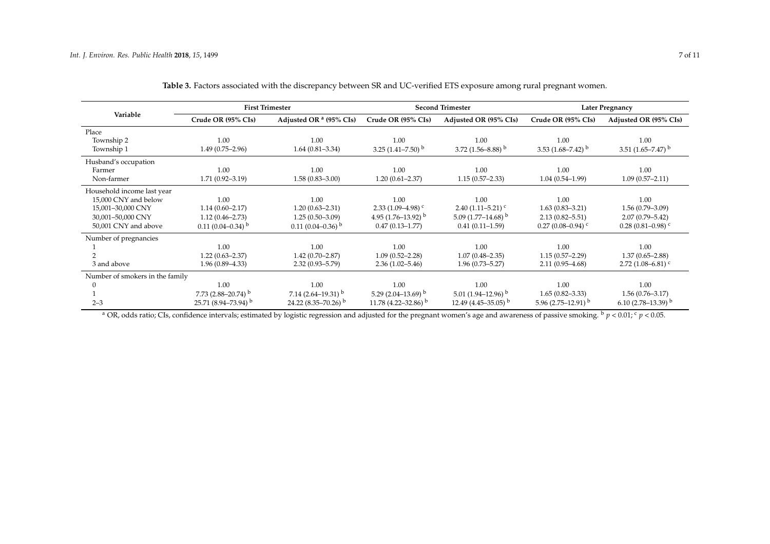**Table 3.** Factors associated with the discrepancy between SR and UC-verified ETS exposure among rural pregnant women.

| Variable | First Trimester | | Second Trimester | | Later Pregnancy | |
|---|---|---|---|---|---|---|
| | Crude OR (95% CIs) | Adjusted OR [a] (95% CIs) | Crude OR (95% CIs) | Adjusted OR (95% CIs) | Crude OR (95% CIs) | Adjusted OR (95% CIs) |
| Place | | | | | | |
| Township 2 | 1.00 | 1.00 | 1.00 | 1.00 | 1.00 | 1.00 |
| Township 1 | 1.49 (0.75–2.96) | 1.64 (0.81–3.34) | 3.25 (1.41–7.50) [b] | 3.72 (1.56–8.88) [b] | 3.53 (1.68–7.42) [b] | 3.51 (1.65–7.47) [b] |
| Husband's occupation | | | | | | |
| Farmer | 1.00 | 1.00 | 1.00 | 1.00 | 1.00 | 1.00 |
| Non-farmer | 1.71 (0.92–3.19) | 1.58 (0.83–3.00) | 1.20 (0.61–2.37) | 1.15 (0.57–2.33) | 1.04 (0.54–1.99) | 1.09 (0.57–2.11) |
| Household income last year | | | | | | |
| 15,000 CNY and below | 1.00 | 1.00 | 1.00 | 1.00 | 1.00 | 1.00 |
| 15,001–30,000 CNY | 1.14 (0.60–2.17) | 1.20 (0.63–2.31) | 2.33 (1.09–4.98) [c] | 2.40 (1.11–5.21) [c] | 1.63 (0.83–3.21) | 1.56 (0.79–3.09) |
| 30,001–50,000 CNY | 1.12 (0.46–2.73) | 1.25 (0.50–3.09) | 4.95 (1.76–13.92) [b] | 5.09 (1.77–14.68) [b] | 2.13 (0.82–5.51) | 2.07 (0.79–5.42) |
| 50,001 CNY and above | 0.11 (0.04–0.34) [b] | 0.11 (0.04–0.36) [b] | 0.47 (0.13–1.77) | 0.41 (0.11–1.59) | 0.27 (0.08–0.94) [c] | 0.28 (0.81–0.98) [c] |
| Number of pregnancies | | | | | | |
| 1 | 1.00 | 1.00 | 1.00 | 1.00 | 1.00 | 1.00 |
| 2 | 1.22 (0.63–2.37) | 1.42 (0.70–2.87) | 1.09 (0.52–2.28) | 1.07 (0.48–2.35) | 1.15 (0.57–2.29) | 1.37 (0.65–2.88) |
| 3 and above | 1.96 (0.89–4.33) | 2.32 (0.93–5.79) | 2.36 (1.02–5.46) | 1.96 (0.73–5.27) | 2.11 (0.95–4.68) | 2.72 (1.08–6.81) [c] |
| Number of smokers in the family | | | | | | |
| 0 | 1.00 | 1.00 | 1.00 | 1.00 | 1.00 | 1.00 |
| 1 | 7.73 (2.88–20.74) [b] | 7.14 (2.64–19.31) [b] | 5.29 (2.04–13.69) [b] | 5.01 (1.94–12.96) [b] | 1.65 (0.82–3.33) | 1.56 (0.76–3.17) |
| 2–3 | 25.71 (8.94–73.94) [b] | 24.22 (8.35–70.26) [b] | 11.78 (4.22–32.86) [b] | 12.49 (4.45–35.05) [b] | 5.96 (2.75–12.91) [b] | 6.10 (2.78–13.39) [b] |

[a] OR, odds ratio; CIs, confidence intervals; estimated by logistic regression and adjusted for the pregnant women's age and awareness of passive smoking. [b] $p < 0.01$; [c] $p < 0.05$.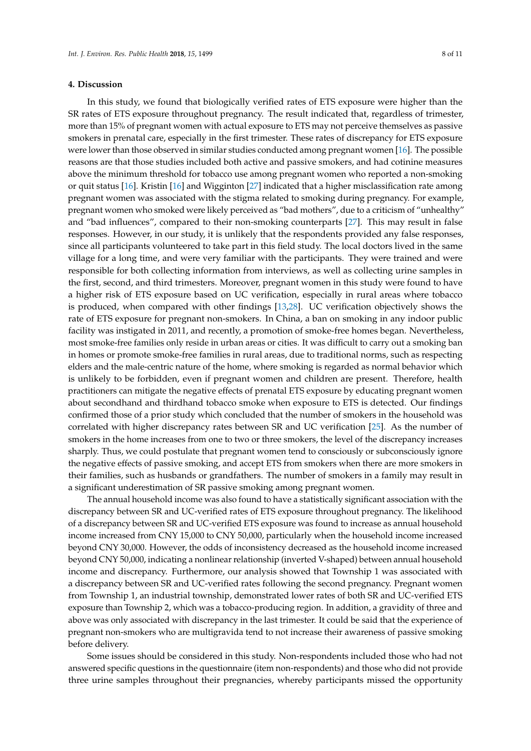## 4. Discussion

In this study, we found that biologically verified rates of ETS exposure were higher than the SR rates of ETS exposure throughout pregnancy. The result indicated that, regardless of trimester, more than 15% of pregnant women with actual exposure to ETS may not perceive themselves as passive smokers in prenatal care, especially in the first trimester. These rates of discrepancy for ETS exposure were lower than those observed in similar studies conducted among pregnant women [16]. The possible reasons are that those studies included both active and passive smokers, and had cotinine measures above the minimum threshold for tobacco use among pregnant women who reported a non-smoking or quit status [16]. Kristin [16] and Wigginton [27] indicated that a higher misclassification rate among pregnant women was associated with the stigma related to smoking during pregnancy. For example, pregnant women who smoked were likely perceived as "bad mothers", due to a criticism of "unhealthy" and "bad influences", compared to their non-smoking counterparts [27]. This may result in false responses. However, in our study, it is unlikely that the respondents provided any false responses, since all participants volunteered to take part in this field study. The local doctors lived in the same village for a long time, and were very familiar with the participants. They were trained and were responsible for both collecting information from interviews, as well as collecting urine samples in the first, second, and third trimesters. Moreover, pregnant women in this study were found to have a higher risk of ETS exposure based on UC verification, especially in rural areas where tobacco is produced, when compared with other findings [13,28]. UC verification objectively shows the rate of ETS exposure for pregnant non-smokers. In China, a ban on smoking in any indoor public facility was instigated in 2011, and recently, a promotion of smoke-free homes began. Nevertheless, most smoke-free families only reside in urban areas or cities. It was difficult to carry out a smoking ban in homes or promote smoke-free families in rural areas, due to traditional norms, such as respecting elders and the male-centric nature of the home, where smoking is regarded as normal behavior which is unlikely to be forbidden, even if pregnant women and children are present. Therefore, health practitioners can mitigate the negative effects of prenatal ETS exposure by educating pregnant women about secondhand and thirdhand tobacco smoke when exposure to ETS is detected. Our findings confirmed those of a prior study which concluded that the number of smokers in the household was correlated with higher discrepancy rates between SR and UC verification [25]. As the number of smokers in the home increases from one to two or three smokers, the level of the discrepancy increases sharply. Thus, we could postulate that pregnant women tend to consciously or subconsciously ignore the negative effects of passive smoking, and accept ETS from smokers when there are more smokers in their families, such as husbands or grandfathers. The number of smokers in a family may result in a significant underestimation of SR passive smoking among pregnant women.

The annual household income was also found to have a statistically significant association with the discrepancy between SR and UC-verified rates of ETS exposure throughout pregnancy. The likelihood of a discrepancy between SR and UC-verified ETS exposure was found to increase as annual household income increased from CNY 15,000 to CNY 50,000, particularly when the household income increased beyond CNY 30,000. However, the odds of inconsistency decreased as the household income increased beyond CNY 50,000, indicating a nonlinear relationship (inverted V-shaped) between annual household income and discrepancy. Furthermore, our analysis showed that Township 1 was associated with a discrepancy between SR and UC-verified rates following the second pregnancy. Pregnant women from Township 1, an industrial township, demonstrated lower rates of both SR and UC-verified ETS exposure than Township 2, which was a tobacco-producing region. In addition, a gravidity of three and above was only associated with discrepancy in the last trimester. It could be said that the experience of pregnant non-smokers who are multigravida tend to not increase their awareness of passive smoking before delivery.

Some issues should be considered in this study. Non-respondents included those who had not answered specific questions in the questionnaire (item non-respondents) and those who did not provide three urine samples throughout their pregnancies, whereby participants missed the opportunity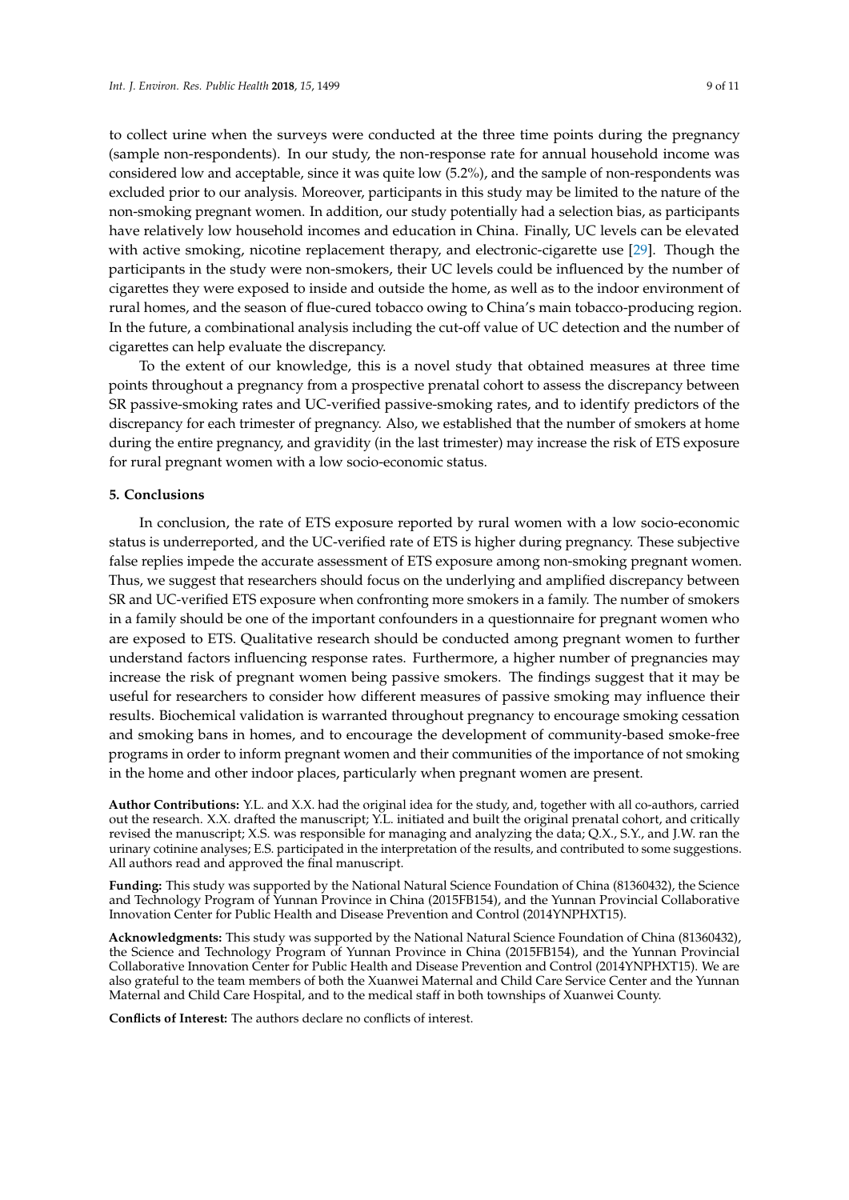to collect urine when the surveys were conducted at the three time points during the pregnancy (sample non-respondents). In our study, the non-response rate for annual household income was considered low and acceptable, since it was quite low (5.2%), and the sample of non-respondents was excluded prior to our analysis. Moreover, participants in this study may be limited to the nature of the non-smoking pregnant women. In addition, our study potentially had a selection bias, as participants have relatively low household incomes and education in China. Finally, UC levels can be elevated with active smoking, nicotine replacement therapy, and electronic-cigarette use [29]. Though the participants in the study were non-smokers, their UC levels could be influenced by the number of cigarettes they were exposed to inside and outside the home, as well as to the indoor environment of rural homes, and the season of flue-cured tobacco owing to China's main tobacco-producing region. In the future, a combinational analysis including the cut-off value of UC detection and the number of cigarettes can help evaluate the discrepancy.

To the extent of our knowledge, this is a novel study that obtained measures at three time points throughout a pregnancy from a prospective prenatal cohort to assess the discrepancy between SR passive-smoking rates and UC-verified passive-smoking rates, and to identify predictors of the discrepancy for each trimester of pregnancy. Also, we established that the number of smokers at home during the entire pregnancy, and gravidity (in the last trimester) may increase the risk of ETS exposure for rural pregnant women with a low socio-economic status.

## 5. Conclusions

In conclusion, the rate of ETS exposure reported by rural women with a low socio-economic status is underreported, and the UC-verified rate of ETS is higher during pregnancy. These subjective false replies impede the accurate assessment of ETS exposure among non-smoking pregnant women. Thus, we suggest that researchers should focus on the underlying and amplified discrepancy between SR and UC-verified ETS exposure when confronting more smokers in a family. The number of smokers in a family should be one of the important confounders in a questionnaire for pregnant women who are exposed to ETS. Qualitative research should be conducted among pregnant women to further understand factors influencing response rates. Furthermore, a higher number of pregnancies may increase the risk of pregnant women being passive smokers. The findings suggest that it may be useful for researchers to consider how different measures of passive smoking may influence their results. Biochemical validation is warranted throughout pregnancy to encourage smoking cessation and smoking bans in homes, and to encourage the development of community-based smoke-free programs in order to inform pregnant women and their communities of the importance of not smoking in the home and other indoor places, particularly when pregnant women are present.

**Author Contributions:** Y.L. and X.X. had the original idea for the study, and, together with all co-authors, carried out the research. X.X. drafted the manuscript; Y.L. initiated and built the original prenatal cohort, and critically revised the manuscript; X.S. was responsible for managing and analyzing the data; Q.X., S.Y., and J.W. ran the urinary cotinine analyses; E.S. participated in the interpretation of the results, and contributed to some suggestions. All authors read and approved the final manuscript.

**Funding:** This study was supported by the National Natural Science Foundation of China (81360432), the Science and Technology Program of Yunnan Province in China (2015FB154), and the Yunnan Provincial Collaborative Innovation Center for Public Health and Disease Prevention and Control (2014YNPHXT15).

**Acknowledgments:** This study was supported by the National Natural Science Foundation of China (81360432), the Science and Technology Program of Yunnan Province in China (2015FB154), and the Yunnan Provincial Collaborative Innovation Center for Public Health and Disease Prevention and Control (2014YNPHXT15). We are also grateful to the team members of both the Xuanwei Maternal and Child Care Service Center and the Yunnan Maternal and Child Care Hospital, and to the medical staff in both townships of Xuanwei County.

**Conflicts of Interest:** The authors declare no conflicts of interest.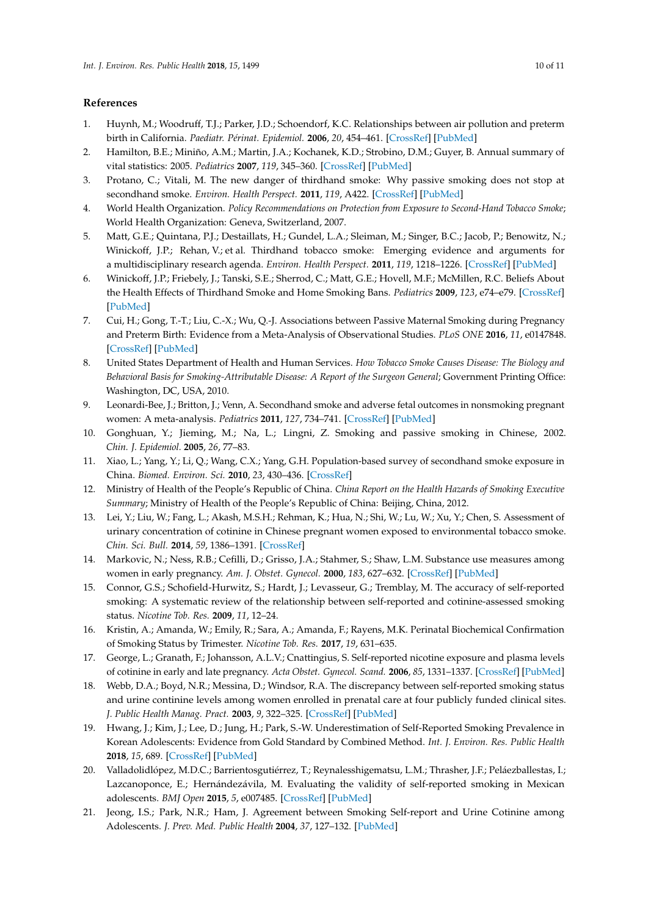## References

1. Huynh, M.; Woodruff, T.J.; Parker, J.D.; Schoendorf, K.C. Relationships between air pollution and preterm birth in California. *Paediatr. Périnat. Epidemiol.* **2006**, *20*, 454–461. [CrossRef] [PubMed]
2. Hamilton, B.E.; Miniño, A.M.; Martin, J.A.; Kochanek, K.D.; Strobino, D.M.; Guyer, B. Annual summary of vital statistics: 2005. *Pediatrics* **2007**, *119*, 345–360. [CrossRef] [PubMed]
3. Protano, C.; Vitali, M. The new danger of thirdhand smoke: Why passive smoking does not stop at secondhand smoke. *Environ. Health Perspect.* **2011**, *119*, A422. [CrossRef] [PubMed]
4. World Health Organization. *Policy Recommendations on Protection from Exposure to Second-Hand Tobacco Smoke*; World Health Organization: Geneva, Switzerland, 2007.
5. Matt, G.E.; Quintana, P.J.; Destaillats, H.; Gundel, L.A.; Sleiman, M.; Singer, B.C.; Jacob, P.; Benowitz, N.; Winickoff, J.P.; Rehan, V.; et al. Thirdhand tobacco smoke: Emerging evidence and arguments for a multidisciplinary research agenda. *Environ. Health Perspect.* **2011**, *119*, 1218–1226. [CrossRef] [PubMed]
6. Winickoff, J.P.; Friebely, J.; Tanski, S.E.; Sherrod, C.; Matt, G.E.; Hovell, M.F.; McMillen, R.C. Beliefs About the Health Effects of Thirdhand Smoke and Home Smoking Bans. *Pediatrics* **2009**, *123*, e74–e79. [CrossRef] [PubMed]
7. Cui, H.; Gong, T.-T.; Liu, C.-X.; Wu, Q.-J. Associations between Passive Maternal Smoking during Pregnancy and Preterm Birth: Evidence from a Meta-Analysis of Observational Studies. *PLoS ONE* **2016**, *11*, e0147848. [CrossRef] [PubMed]
8. United States Department of Health and Human Services. *How Tobacco Smoke Causes Disease: The Biology and Behavioral Basis for Smoking-Attributable Disease: A Report of the Surgeon General*; Government Printing Office: Washington, DC, USA, 2010.
9. Leonardi-Bee, J.; Britton, J.; Venn, A. Secondhand smoke and adverse fetal outcomes in nonsmoking pregnant women: A meta-analysis. *Pediatrics* **2011**, *127*, 734–741. [CrossRef] [PubMed]
10. Gonghuan, Y.; Jieming, M.; Na, L.; Lingni, Z. Smoking and passive smoking in Chinese, 2002. *Chin. J. Epidemiol.* **2005**, *26*, 77–83.
11. Xiao, L.; Yang, Y.; Li, Q.; Wang, C.X.; Yang, G.H. Population-based survey of secondhand smoke exposure in China. *Biomed. Environ. Sci.* **2010**, *23*, 430–436. [CrossRef]
12. Ministry of Health of the People's Republic of China. *China Report on the Health Hazards of Smoking Executive Summary*; Ministry of Health of the People's Republic of China: Beijing, China, 2012.
13. Lei, Y.; Liu, W.; Fang, L.; Akash, M.S.H.; Rehman, K.; Hua, N.; Shi, W.; Lu, W.; Xu, Y.; Chen, S. Assessment of urinary concentration of cotinine in Chinese pregnant women exposed to environmental tobacco smoke. *Chin. Sci. Bull.* **2014**, *59*, 1386–1391. [CrossRef]
14. Markovic, N.; Ness, R.B.; Cefilli, D.; Grisso, J.A.; Stahmer, S.; Shaw, L.M. Substance use measures among women in early pregnancy. *Am. J. Obstet. Gynecol.* **2000**, *183*, 627–632. [CrossRef] [PubMed]
15. Connor, G.S.; Schofield-Hurwitz, S.; Hardt, J.; Levasseur, G.; Tremblay, M. The accuracy of self-reported smoking: A systematic review of the relationship between self-reported and cotinine-assessed smoking status. *Nicotine Tob. Res.* **2009**, *11*, 12–24.
16. Kristin, A.; Amanda, W.; Emily, R.; Sara, A.; Amanda, F.; Rayens, M.K. Perinatal Biochemical Confirmation of Smoking Status by Trimester. *Nicotine Tob. Res.* **2017**, *19*, 631–635.
17. George, L.; Granath, F.; Johansson, A.L.V.; Cnattingius, S. Self-reported nicotine exposure and plasma levels of cotinine in early and late pregnancy. *Acta Obstet. Gynecol. Scand.* **2006**, *85*, 1331–1337. [CrossRef] [PubMed]
18. Webb, D.A.; Boyd, N.R.; Messina, D.; Windsor, R.A. The discrepancy between self-reported smoking status and urine continine levels among women enrolled in prenatal care at four publicly funded clinical sites. *J. Public Health Manag. Pract.* **2003**, *9*, 322–325. [CrossRef] [PubMed]
19. Hwang, J.; Kim, J.; Lee, D.; Jung, H.; Park, S.-W. Underestimation of Self-Reported Smoking Prevalence in Korean Adolescents: Evidence from Gold Standard by Combined Method. *Int. J. Environ. Res. Public Health* **2018**, *15*, 689. [CrossRef] [PubMed]
20. Valladolidlópez, M.D.C.; Barrientosgutiérrez, T.; Reynalesshigematsu, L.M.; Thrasher, J.F.; Peláezballestas, I.; Lazcanoponce, E.; Hernándezávila, M. Evaluating the validity of self-reported smoking in Mexican adolescents. *BMJ Open* **2015**, *5*, e007485. [CrossRef] [PubMed]
21. Jeong, I.S.; Park, N.R.; Ham, J. Agreement between Smoking Self-report and Urine Cotinine among Adolescents. *J. Prev. Med. Public Health* **2004**, *37*, 127–132. [PubMed]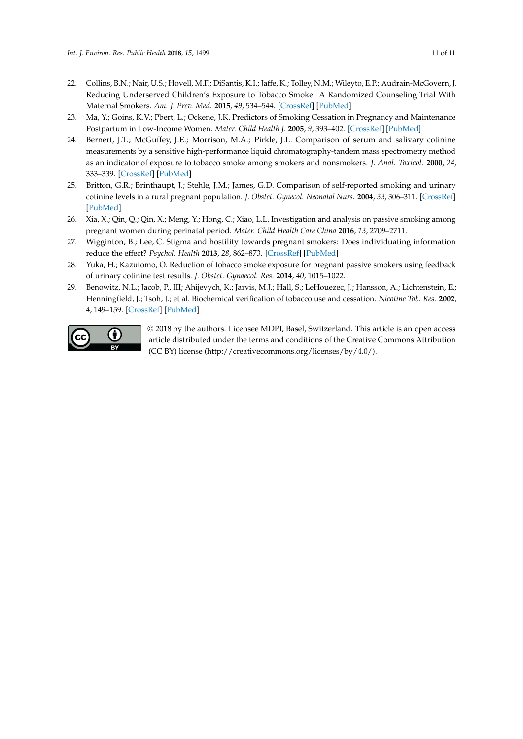22. Collins, B.N.; Nair, U.S.; Hovell, M.F.; DiSantis, K.I.; Jaffe, K.; Tolley, N.M.; Wileyto, E.P.; Audrain-McGovern, J. Reducing Underserved Children's Exposure to Tobacco Smoke: A Randomized Counseling Trial With Maternal Smokers. *Am. J. Prev. Med.* **2015**, *49*, 534–544. [CrossRef] [PubMed]
23. Ma, Y.; Goins, K.V.; Pbert, L.; Ockene, J.K. Predictors of Smoking Cessation in Pregnancy and Maintenance Postpartum in Low-Income Women. *Mater. Child Health J.* **2005**, *9*, 393–402. [CrossRef] [PubMed]
24. Bernert, J.T.; McGuffey, J.E.; Morrison, M.A.; Pirkle, J.L. Comparison of serum and salivary cotinine measurements by a sensitive high-performance liquid chromatography-tandem mass spectrometry method as an indicator of exposure to tobacco smoke among smokers and nonsmokers. *J. Anal. Toxicol.* **2000**, *24*, 333–339. [CrossRef] [PubMed]
25. Britton, G.R.; Brinthaupt, J.; Stehle, J.M.; James, G.D. Comparison of self-reported smoking and urinary cotinine levels in a rural pregnant population. *J. Obstet. Gynecol. Neonatal Nurs.* **2004**, *33*, 306–311. [CrossRef] [PubMed]
26. Xia, X.; Qin, Q.; Qin, X.; Meng, Y.; Hong, C.; Xiao, L.L. Investigation and analysis on passive smoking among pregnant women during perinatal period. *Mater. Child Health Care China* **2016**, *13*, 2709–2711.
27. Wigginton, B.; Lee, C. Stigma and hostility towards pregnant smokers: Does individuating information reduce the effect? *Psychol. Health* **2013**, *28*, 862–873. [CrossRef] [PubMed]
28. Yuka, H.; Kazutomo, O. Reduction of tobacco smoke exposure for pregnant passive smokers using feedback of urinary cotinine test results. *J. Obstet. Gynaecol. Res.* **2014**, *40*, 1015–1022.
29. Benowitz, N.L.; Jacob, P., III; Ahijevych, K.; Jarvis, M.J.; Hall, S.; LeHouezec, J.; Hansson, A.; Lichtenstein, E.; Henningfield, J.; Tsoh, J.; et al. Biochemical verification of tobacco use and cessation. *Nicotine Tob. Res.* **2002**, *4*, 149–159. [CrossRef] [PubMed]

© 2018 by the authors. Licensee MDPI, Basel, Switzerland. This article is an open access article distributed under the terms and conditions of the Creative Commons Attribution (CC BY) license (http://creativecommons.org/licenses/by/4.0/).